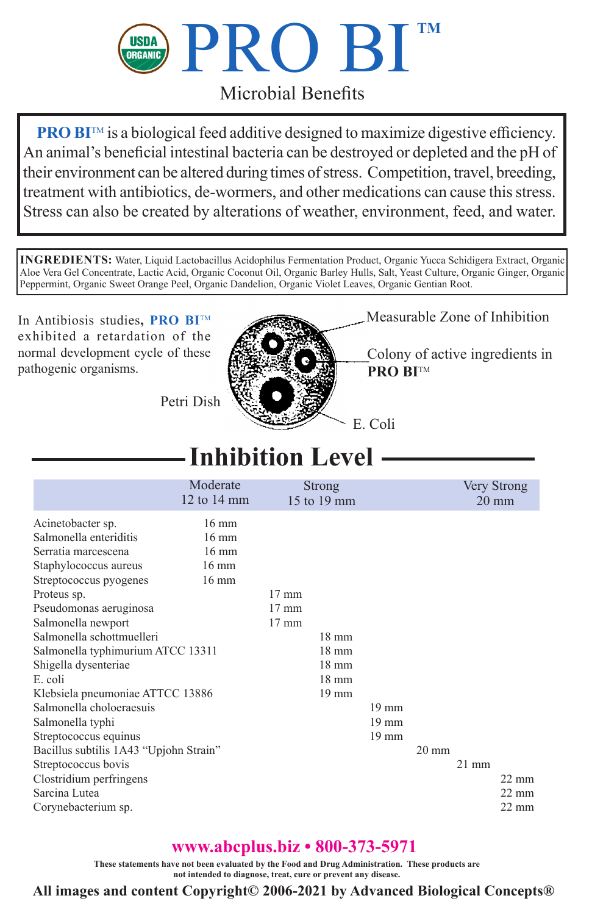# PRO BI™

## Microbial Benefits

**PRO BI**™ is a biological feed additive designed to maximize digestive efficiency. An animal's beneficial intestinal bacteria can be destroyed or depleted and the pH of their environment can be altered during times of stress. Competition, travel, breeding, treatment with antibiotics, de-wormers, and other medications can cause this stress. Stress can also be created by alterations of weather, environment, feed, and water.

**INGREDIENTS:** Water, Liquid Lactobacillus Acidophilus Fermentation Product, Organic Yucca Schidigera Extract, Organic Aloe Vera Gel Concentrate, Lactic Acid, Organic Coconut Oil, Organic Barley Hulls, Salt, Yeast Culture, Organic Ginger, Organic Peppermint, Organic Sweet Orange Peel, Organic Dandelion, Organic Violet Leaves, Organic Gentian Root.

In Antibiosis studies, **PRO BI**™ exhibited a retardation of the normal development cycle of these pathogenic organisms.

Petri Dish

Measurable Zone of Inhibition

Colony of active ingredients in **PRO BI**™

E. Coli

## Inhibition Level

| | Moderate 12 to 14 mm | Strong 15 to 19 mm | Very Strong 20 mm |
|---|---|---|---|
| Acinetobacter sp. | 16 mm | | |
| Salmonella enteriditis | 16 mm | | |
| Serratia marcescena | 16 mm | | |
| Staphylococcus aureus | 16 mm | | |
| Streptococcus pyogenes | 16 mm | | |
| Proteus sp. | | 17 mm | |
| Pseudomonas aeruginosa | | 17 mm | |
| Salmonella newport | | 17 mm | |
| Salmonella schottmuelleri | | 18 mm | |
| Salmonella typhimurium ATCC 13311 | | 18 mm | |
| Shigella dysenteriae | | 18 mm | |
| E. coli | | 18 mm | |
| Klebsiela pneumoniae ATTCC 13886 | | 19 mm | |
| Salmonella choloeraesuis | | 19 mm | |
| Salmonella typhi | | 19 mm | |
| Streptococcus equinus | | 19 mm | |
| Bacillus subtilis 1A43 "Upjohn Strain" | | | 20 mm |
| Streptococcus bovis | | | 21 mm |
| Clostridium perfringens | | | 22 mm |
| Sarcina Lutea | | | 22 mm |
| Corynebacterium sp. | | | 22 mm |

**www.abcplus.biz • 800-373-5971**

**These statements have not been evaluated by the Food and Drug Administration. These products are not intended to diagnose, treat, cure or prevent any disease.**

**All images and content Copyright© 2006-2021 by Advanced Biological Concepts®**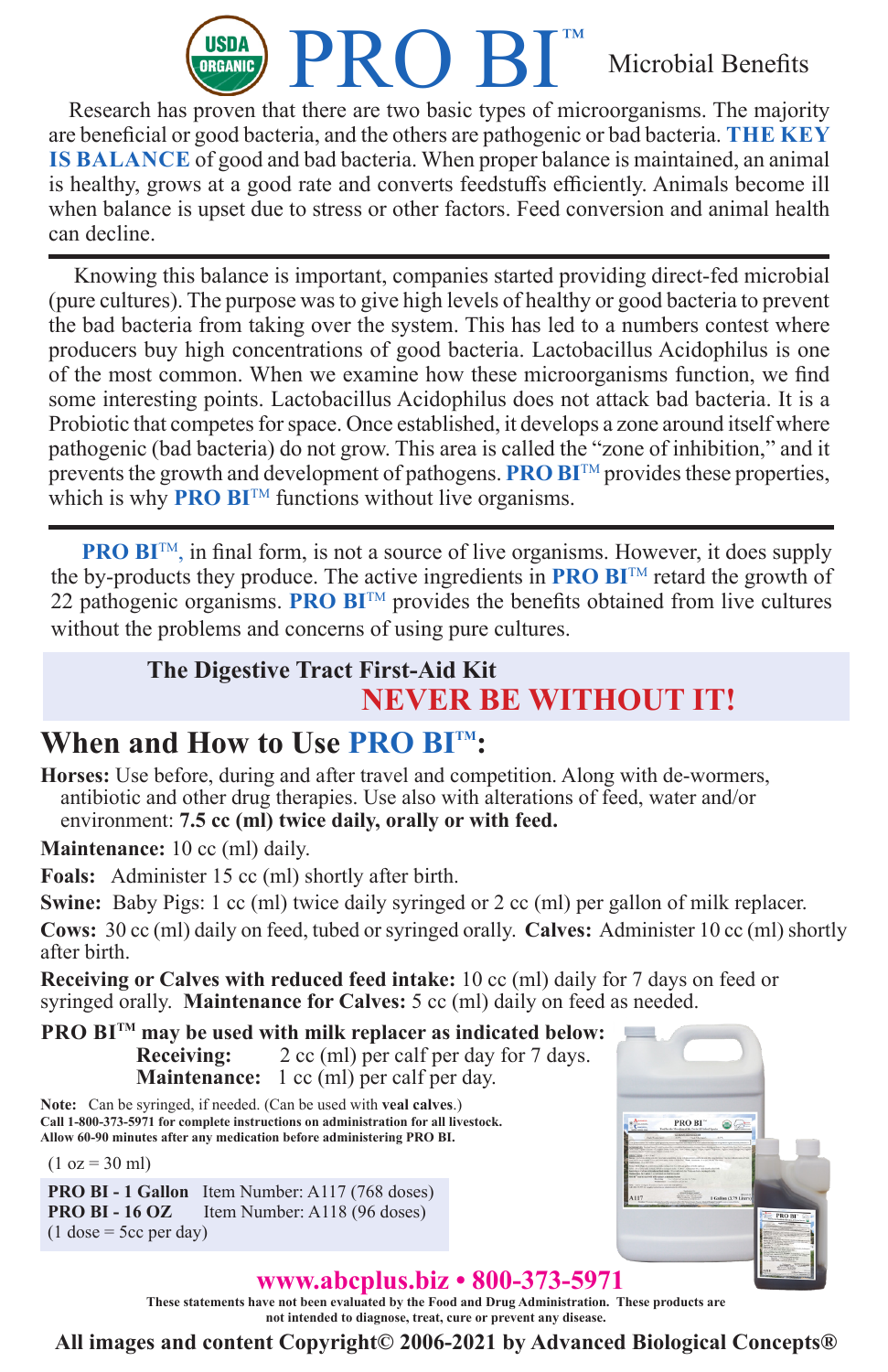# PRO BI™ Microbial Benefits

Research has proven that there are two basic types of microorganisms. The majority are beneficial or good bacteria, and the others are pathogenic or bad bacteria. **THE KEY IS BALANCE** of good and bad bacteria. When proper balance is maintained, an animal is healthy, grows at a good rate and converts feedstuffs efficiently. Animals become ill when balance is upset due to stress or other factors. Feed conversion and animal health can decline.

---

Knowing this balance is important, companies started providing direct-fed microbial (pure cultures). The purpose was to give high levels of healthy or good bacteria to prevent the bad bacteria from taking over the system. This has led to a numbers contest where producers buy high concentrations of good bacteria. Lactobacillus Acidophilus is one of the most common. When we examine how these microorganisms function, we find some interesting points. Lactobacillus Acidophilus does not attack bad bacteria. It is a Probiotic that competes for space. Once established, it develops a zone around itself where pathogenic (bad bacteria) do not grow. This area is called the "zone of inhibition," and it prevents the growth and development of pathogens. **PRO BI**™ provides these properties, which is why **PRO BI**™ functions without live organisms.

---

**PRO BI**™, in final form, is not a source of live organisms. However, it does supply the by-products they produce. The active ingredients in **PRO BI**™ retard the growth of 22 pathogenic organisms. **PRO BI**™ provides the benefits obtained from live cultures without the problems and concerns of using pure cultures.

**The Digestive Tract First-Aid Kit**
**NEVER BE WITHOUT IT!**

## When and How to Use PRO BI™:

**Horses:** Use before, during and after travel and competition. Along with de-wormers, antibiotic and other drug therapies. Use also with alterations of feed, water and/or environment: **7.5 cc (ml) twice daily, orally or with feed.**

**Maintenance:** 10 cc (ml) daily.

**Foals:** Administer 15 cc (ml) shortly after birth.

**Swine:** Baby Pigs: 1 cc (ml) twice daily syringed or 2 cc (ml) per gallon of milk replacer.

**Cows:** 30 cc (ml) daily on feed, tubed or syringed orally. **Calves:** Administer 10 cc (ml) shortly after birth.

**Receiving or Calves with reduced feed intake:** 10 cc (ml) daily for 7 days on feed or syringed orally. **Maintenance for Calves:** 5 cc (ml) daily on feed as needed.

**PRO BI™ may be used with milk replacer as indicated below:**

**Receiving:** 2 cc (ml) per calf per day for 7 days.
**Maintenance:** 1 cc (ml) per calf per day.

**Note:** Can be syringed, if needed. (Can be used with **veal calves**.)
**Call 1-800-373-5971 for complete instructions on administration for all livestock.**
**Allow 60-90 minutes after any medication before administering PRO BI.**

(1 oz = 30 ml)

**PRO BI - 1 Gallon** Item Number: A117 (768 doses)
**PRO BI - 16 OZ** Item Number: A118 (96 doses)
(1 dose = 5cc per day)

**www.abcplus.biz • 800-373-5971**

**These statements have not been evaluated by the Food and Drug Administration. These products are not intended to diagnose, treat, cure or prevent any disease.**

**All images and content Copyright© 2006-2021 by Advanced Biological Concepts®**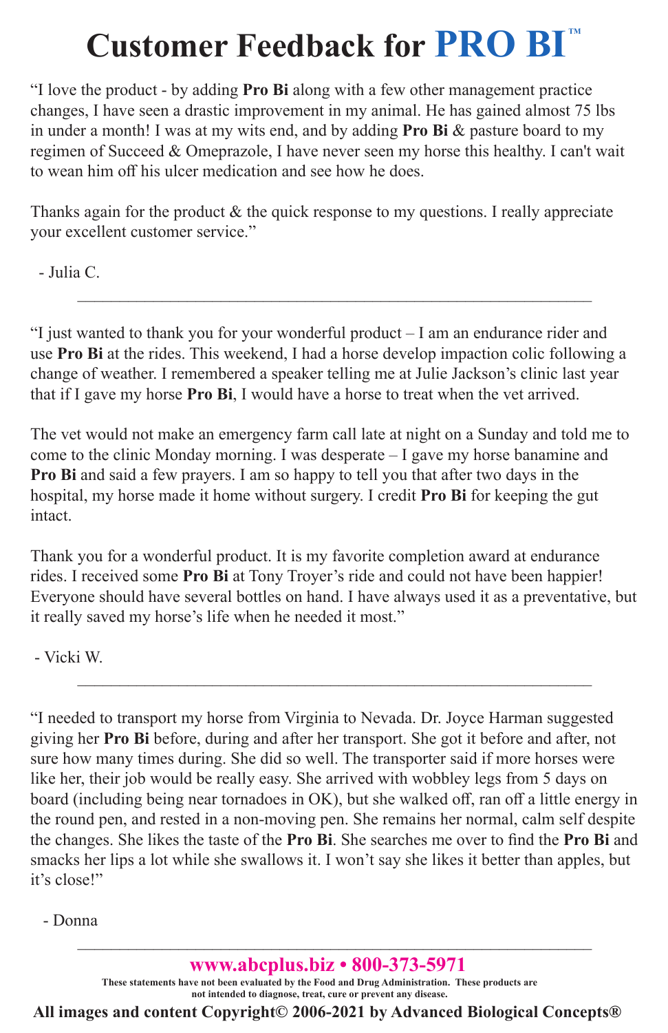# Customer Feedback for PRO BI™

"I love the product - by adding **Pro Bi** along with a few other management practice changes, I have seen a drastic improvement in my animal. He has gained almost 75 lbs in under a month! I was at my wits end, and by adding **Pro Bi** & pasture board to my regimen of Succeed & Omeprazole, I have never seen my horse this healthy. I can't wait to wean him off his ulcer medication and see how he does.

Thanks again for the product & the quick response to my questions. I really appreciate your excellent customer service."

- Julia C.

---

"I just wanted to thank you for your wonderful product – I am an endurance rider and use **Pro Bi** at the rides. This weekend, I had a horse develop impaction colic following a change of weather. I remembered a speaker telling me at Julie Jackson's clinic last year that if I gave my horse **Pro Bi**, I would have a horse to treat when the vet arrived.

The vet would not make an emergency farm call late at night on a Sunday and told me to come to the clinic Monday morning. I was desperate – I gave my horse banamine and **Pro Bi** and said a few prayers. I am so happy to tell you that after two days in the hospital, my horse made it home without surgery. I credit **Pro Bi** for keeping the gut intact.

Thank you for a wonderful product. It is my favorite completion award at endurance rides. I received some **Pro Bi** at Tony Troyer's ride and could not have been happier! Everyone should have several bottles on hand. I have always used it as a preventative, but it really saved my horse's life when he needed it most."

- Vicki W.

---

"I needed to transport my horse from Virginia to Nevada. Dr. Joyce Harman suggested giving her **Pro Bi** before, during and after her transport. She got it before and after, not sure how many times during. She did so well. The transporter said if more horses were like her, their job would be really easy. She arrived with wobbley legs from 5 days on board (including being near tornadoes in OK), but she walked off, ran off a little energy in the round pen, and rested in a non-moving pen. She remains her normal, calm self despite the changes. She likes the taste of the **Pro Bi**. She searches me over to find the **Pro Bi** and smacks her lips a lot while she swallows it. I won't say she likes it better than apples, but it's close!"

- Donna

---

**www.abcplus.biz • 800-373-5971**

**These statements have not been evaluated by the Food and Drug Administration. These products are not intended to diagnose, treat, cure or prevent any disease.**

**All images and content Copyright© 2006-2021 by Advanced Biological Concepts®**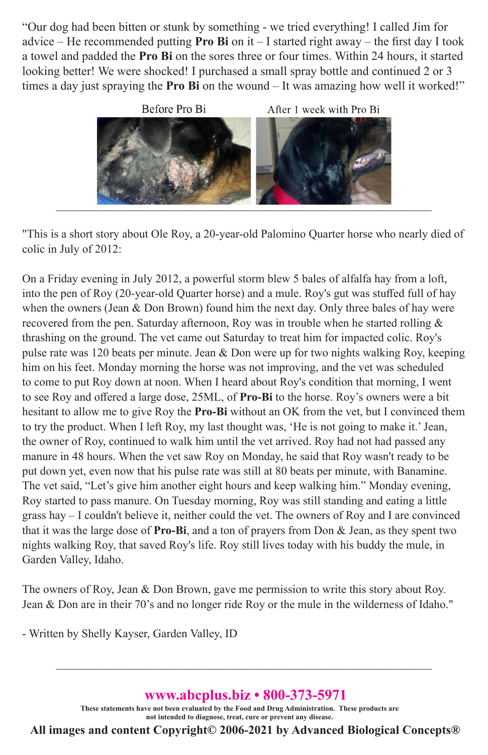"Our dog had been bitten or stunk by something - we tried everything! I called Jim for advice – He recommended putting **Pro Bi** on it – I started right away – the first day I took a towel and padded the **Pro Bi** on the sores three or four times. Within 24 hours, it started looking better! We were shocked! I purchased a small spray bottle and continued 2 or 3 times a day just spraying the **Pro Bi** on the wound – It was amazing how well it worked!"

Before Pro Bi | After 1 week with Pro Bi

---

"This is a short story about Ole Roy, a 20-year-old Palomino Quarter horse who nearly died of colic in July of 2012:

On a Friday evening in July 2012, a powerful storm blew 5 bales of alfalfa hay from a loft, into the pen of Roy (20-year-old Quarter horse) and a mule. Roy's gut was stuffed full of hay when the owners (Jean & Don Brown) found him the next day. Only three bales of hay were recovered from the pen. Saturday afternoon, Roy was in trouble when he started rolling & thrashing on the ground. The vet came out Saturday to treat him for impacted colic. Roy's pulse rate was 120 beats per minute. Jean & Don were up for two nights walking Roy, keeping him on his feet. Monday morning the horse was not improving, and the vet was scheduled to come to put Roy down at noon. When I heard about Roy's condition that morning, I went to see Roy and offered a large dose, 25ML, of **Pro-Bi** to the horse. Roy's owners were a bit hesitant to allow me to give Roy the **Pro-Bi** without an OK from the vet, but I convinced them to try the product. When I left Roy, my last thought was, 'He is not going to make it.' Jean, the owner of Roy, continued to walk him until the vet arrived. Roy had not had passed any manure in 48 hours. When the vet saw Roy on Monday, he said that Roy wasn't ready to be put down yet, even now that his pulse rate was still at 80 beats per minute, with Banamine. The vet said, "Let's give him another eight hours and keep walking him." Monday evening, Roy started to pass manure. On Tuesday morning, Roy was still standing and eating a little grass hay – I couldn't believe it, neither could the vet. The owners of Roy and I are convinced that it was the large dose of **Pro-Bi**, and a ton of prayers from Don & Jean, as they spent two nights walking Roy, that saved Roy's life. Roy still lives today with his buddy the mule, in Garden Valley, Idaho.

The owners of Roy, Jean & Don Brown, gave me permission to write this story about Roy. Jean & Don are in their 70's and no longer ride Roy or the mule in the wilderness of Idaho."

- Written by Shelly Kayser, Garden Valley, ID

---

**www.abcplus.biz • 800-373-5971**

**These statements have not been evaluated by the Food and Drug Administration. These products are not intended to diagnose, treat, cure or prevent any disease.**

**All images and content Copyright© 2006-2021 by Advanced Biological Concepts®**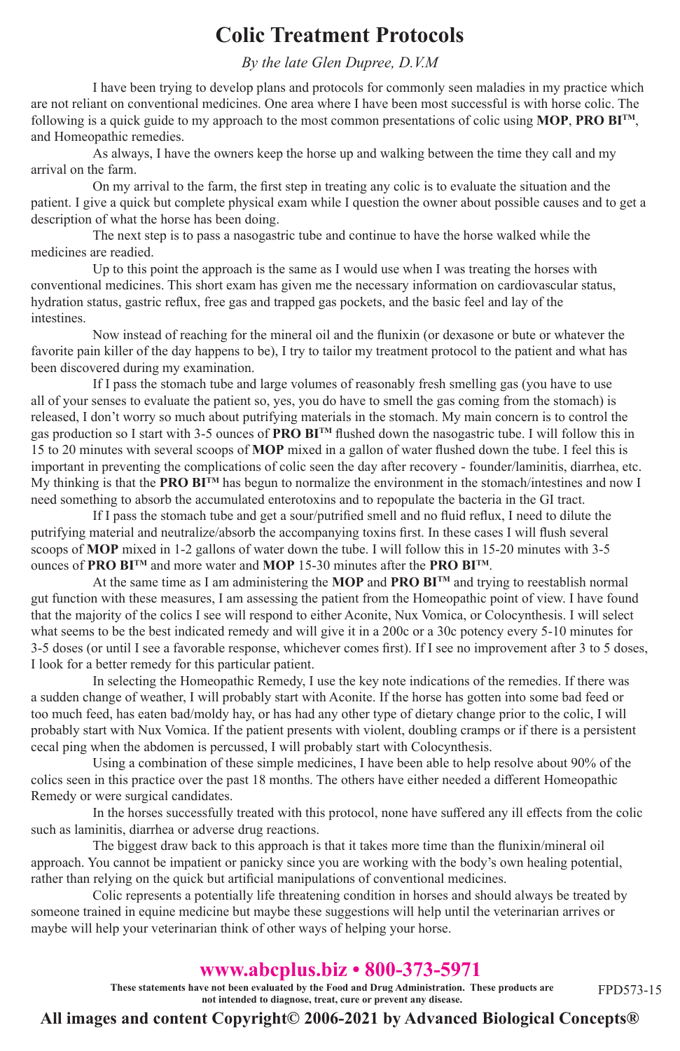# Colic Treatment Protocols

*By the late Glen Dupree, D.V.M*

I have been trying to develop plans and protocols for commonly seen maladies in my practice which are not reliant on conventional medicines. One area where I have been most successful is with horse colic. The following is a quick guide to my approach to the most common presentations of colic using **MOP**, **PRO BI™**, and Homeopathic remedies.

As always, I have the owners keep the horse up and walking between the time they call and my arrival on the farm.

On my arrival to the farm, the first step in treating any colic is to evaluate the situation and the patient. I give a quick but complete physical exam while I question the owner about possible causes and to get a description of what the horse has been doing.

The next step is to pass a nasogastric tube and continue to have the horse walked while the medicines are readied.

Up to this point the approach is the same as I would use when I was treating the horses with conventional medicines. This short exam has given me the necessary information on cardiovascular status, hydration status, gastric reflux, free gas and trapped gas pockets, and the basic feel and lay of the intestines.

Now instead of reaching for the mineral oil and the flunixin (or dexasone or bute or whatever the favorite pain killer of the day happens to be), I try to tailor my treatment protocol to the patient and what has been discovered during my examination.

If I pass the stomach tube and large volumes of reasonably fresh smelling gas (you have to use all of your senses to evaluate the patient so, yes, you do have to smell the gas coming from the stomach) is released, I don't worry so much about putrifying materials in the stomach. My main concern is to control the gas production so I start with 3-5 ounces of **PRO BI™** flushed down the nasogastric tube. I will follow this in 15 to 20 minutes with several scoops of **MOP** mixed in a gallon of water flushed down the tube. I feel this is important in preventing the complications of colic seen the day after recovery - founder/laminitis, diarrhea, etc. My thinking is that the **PRO BI™** has begun to normalize the environment in the stomach/intestines and now I need something to absorb the accumulated enterotoxins and to repopulate the bacteria in the GI tract.

If I pass the stomach tube and get a sour/putrified smell and no fluid reflux, I need to dilute the putrifying material and neutralize/absorb the accompanying toxins first. In these cases I will flush several scoops of **MOP** mixed in 1-2 gallons of water down the tube. I will follow this in 15-20 minutes with 3-5 ounces of **PRO BI™** and more water and **MOP** 15-30 minutes after the **PRO BI™**.

At the same time as I am administering the **MOP** and **PRO BI™** and trying to reestablish normal gut function with these measures, I am assessing the patient from the Homeopathic point of view. I have found that the majority of the colics I see will respond to either Aconite, Nux Vomica, or Colocynthesis. I will select what seems to be the best indicated remedy and will give it in a 200c or a 30c potency every 5-10 minutes for 3-5 doses (or until I see a favorable response, whichever comes first). If I see no improvement after 3 to 5 doses, I look for a better remedy for this particular patient.

In selecting the Homeopathic Remedy, I use the key note indications of the remedies. If there was a sudden change of weather, I will probably start with Aconite. If the horse has gotten into some bad feed or too much feed, has eaten bad/moldy hay, or has had any other type of dietary change prior to the colic, I will probably start with Nux Vomica. If the patient presents with violent, doubling cramps or if there is a persistent cecal ping when the abdomen is percussed, I will probably start with Colocynthesis.

Using a combination of these simple medicines, I have been able to help resolve about 90% of the colics seen in this practice over the past 18 months. The others have either needed a different Homeopathic Remedy or were surgical candidates.

In the horses successfully treated with this protocol, none have suffered any ill effects from the colic such as laminitis, diarrhea or adverse drug reactions.

The biggest draw back to this approach is that it takes more time than the flunixin/mineral oil approach. You cannot be impatient or panicky since you are working with the body's own healing potential, rather than relying on the quick but artificial manipulations of conventional medicines.

Colic represents a potentially life threatening condition in horses and should always be treated by someone trained in equine medicine but maybe these suggestions will help until the veterinarian arrives or maybe will help your veterinarian think of other ways of helping your horse.

**www.abcplus.biz • 800-373-5971**

**These statements have not been evaluated by the Food and Drug Administration. These products are not intended to diagnose, treat, cure or prevent any disease.**

FPD573-15

**All images and content Copyright© 2006-2021 by Advanced Biological Concepts®**